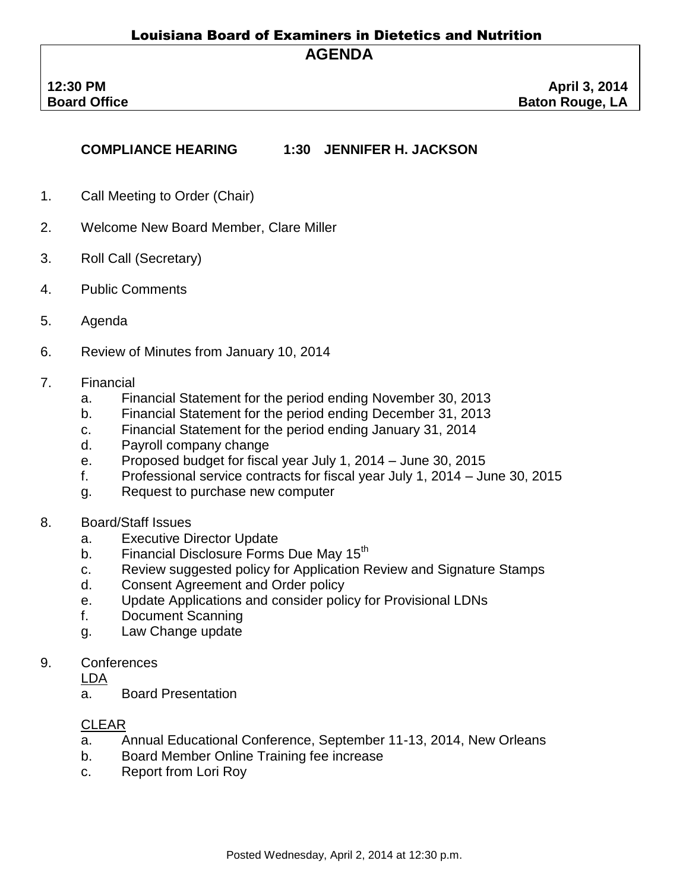# Louisiana Board of Examiners in Dietetics and Nutrition

## AGENDA

**12:30 PM** **April 3, 2014**
**Board Office** **Baton Rouge, LA**

**COMPLIANCE HEARING 1:30 JENNIFER H. JACKSON**

1. Call Meeting to Order (Chair)

2. Welcome New Board Member, Clare Miller

3. Roll Call (Secretary)

4. Public Comments

5. Agenda

6. Review of Minutes from January 10, 2014

7. Financial
   a. Financial Statement for the period ending November 30, 2013
   b. Financial Statement for the period ending December 31, 2013
   c. Financial Statement for the period ending January 31, 2014
   d. Payroll company change
   e. Proposed budget for fiscal year July 1, 2014 – June 30, 2015
   f. Professional service contracts for fiscal year July 1, 2014 – June 30, 2015
   g. Request to purchase new computer

8. Board/Staff Issues
   a. Executive Director Update
   b. Financial Disclosure Forms Due May 15th
   c. Review suggested policy for Application Review and Signature Stamps
   d. Consent Agreement and Order policy
   e. Update Applications and consider policy for Provisional LDNs
   f. Document Scanning
   g. Law Change update

9. Conferences

   LDA

   a. Board Presentation

   CLEAR

   a. Annual Educational Conference, September 11-13, 2014, New Orleans
   b. Board Member Online Training fee increase
   c. Report from Lori Roy

Posted Wednesday, April 2, 2014 at 12:30 p.m.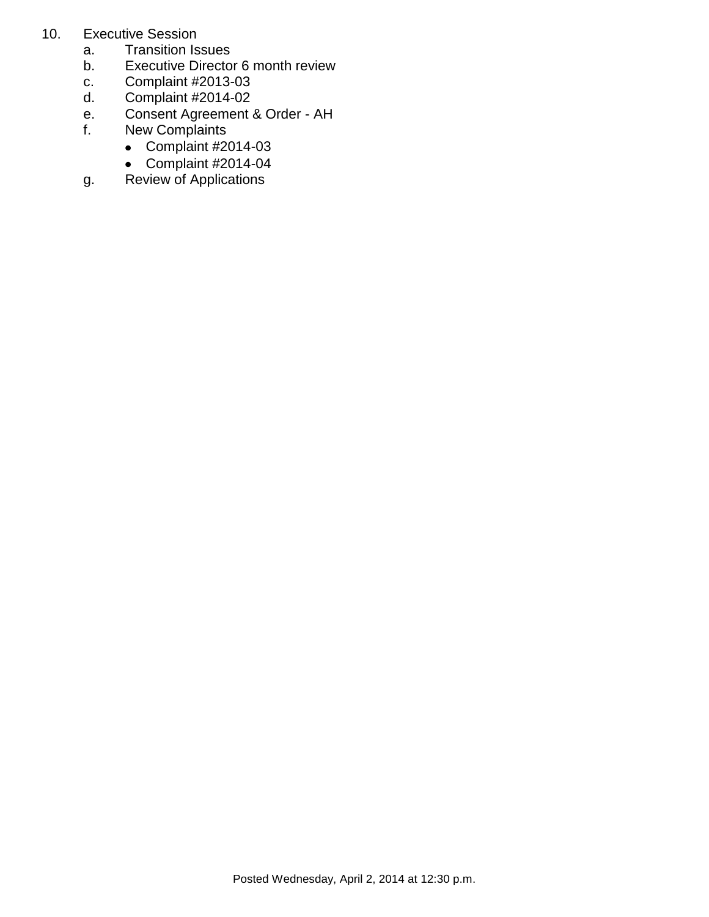10. Executive Session
    a. Transition Issues
    b. Executive Director 6 month review
    c. Complaint #2013-03
    d. Complaint #2014-02
    e. Consent Agreement & Order - AH
    f. New Complaints
        - Complaint #2014-03
        - Complaint #2014-04
    g. Review of Applications

Posted Wednesday, April 2, 2014 at 12:30 p.m.